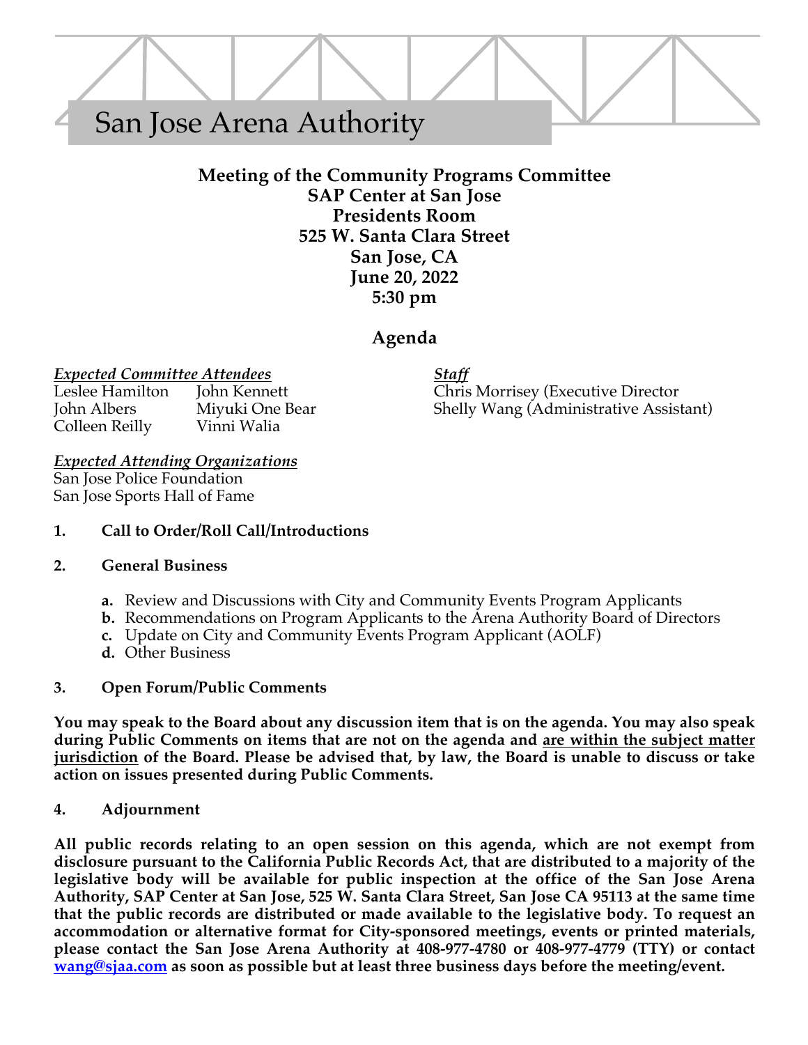# San Jose Arena Authority

**Meeting of the Community Programs Committee**
**SAP Center at San Jose**
**Presidents Room**
**525 W. Santa Clara Street**
**San Jose, CA**
**June 20, 2022**
**5:30 pm**

## Agenda

***Expected Committee Attendees***

| | |
|---|---|
| Leslee Hamilton | John Kennett |
| John Albers | Miyuki One Bear |
| Colleen Reilly | Vinni Walia |

***Staff***

Chris Morrisey (Executive Director
Shelly Wang (Administrative Assistant)

***Expected Attending Organizations***

San Jose Police Foundation
San Jose Sports Hall of Fame

**1. Call to Order/Roll Call/Introductions**

**2. General Business**

- **a.** Review and Discussions with City and Community Events Program Applicants
- **b.** Recommendations on Program Applicants to the Arena Authority Board of Directors
- **c.** Update on City and Community Events Program Applicant (AOLF)
- **d.** Other Business

**3. Open Forum/Public Comments**

**You may speak to the Board about any discussion item that is on the agenda. You may also speak during Public Comments on items that are not on the agenda and <u>are within the subject matter jurisdiction</u> of the Board. Please be advised that, by law, the Board is unable to discuss or take action on issues presented during Public Comments.**

**4. Adjournment**

**All public records relating to an open session on this agenda, which are not exempt from disclosure pursuant to the California Public Records Act, that are distributed to a majority of the legislative body will be available for public inspection at the office of the San Jose Arena Authority, SAP Center at San Jose, 525 W. Santa Clara Street, San Jose CA 95113 at the same time that the public records are distributed or made available to the legislative body. To request an accommodation or alternative format for City-sponsored meetings, events or printed materials, please contact the San Jose Arena Authority at 408-977-4780 or 408-977-4779 (TTY) or contact <u>wang@sjaa.com</u> as soon as possible but at least three business days before the meeting/event.**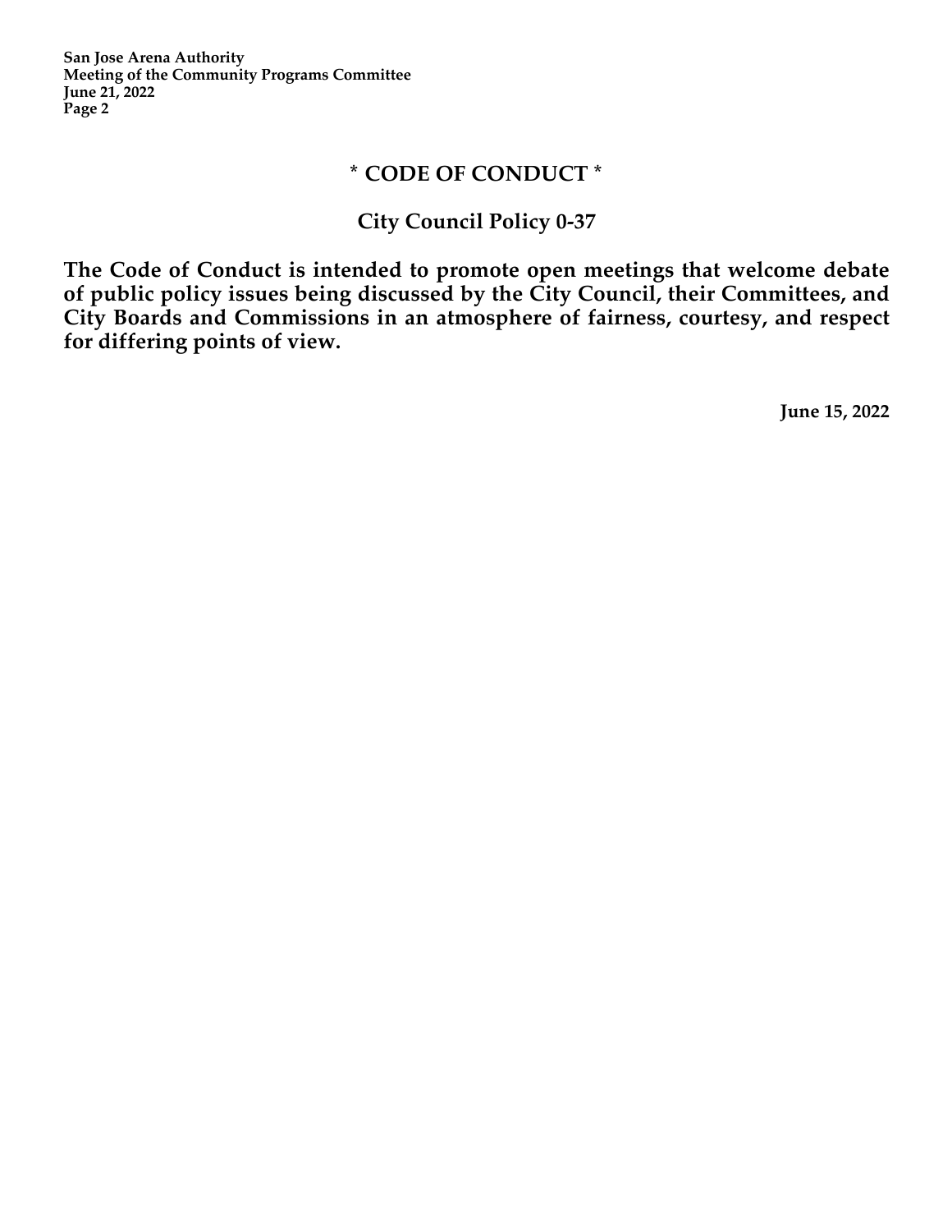## * CODE OF CONDUCT *

### City Council Policy 0-37

**The Code of Conduct is intended to promote open meetings that welcome debate of public policy issues being discussed by the City Council, their Committees, and City Boards and Commissions in an atmosphere of fairness, courtesy, and respect for differing points of view.**

**June 15, 2022**